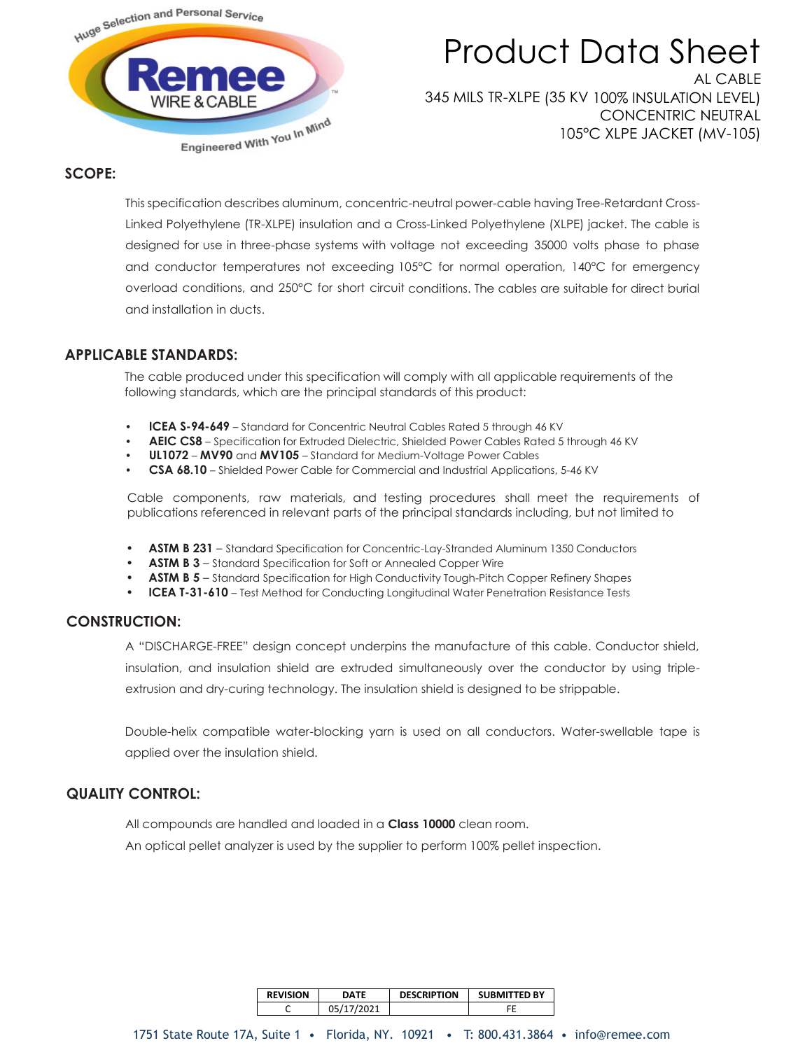Huge Selection and Personal Service

**Remee**
WIRE & CABLE

Engineered With You In Mind

# Product Data Sheet

AL CABLE
345 MILS TR-XLPE (35 KV 100% INSULATION LEVEL)
CONCENTRIC NEUTRAL
105°C XLPE JACKET (MV-105)

## SCOPE:

This specification describes aluminum, concentric-neutral power-cable having Tree-Retardant Cross-Linked Polyethylene (TR-XLPE) insulation and a Cross-Linked Polyethylene (XLPE) jacket. The cable is designed for use in three-phase systems with voltage not exceeding 35000 volts phase to phase and conductor temperatures not exceeding 105°C for normal operation, 140°C for emergency overload conditions, and 250°C for short circuit conditions. The cables are suitable for direct burial and installation in ducts.

## APPLICABLE STANDARDS:

The cable produced under this specification will comply with all applicable requirements of the following standards, which are the principal standards of this product:

- **ICEA S-94-649** – Standard for Concentric Neutral Cables Rated 5 through 46 KV
- **AEIC CS8** – Specification for Extruded Dielectric, Shielded Power Cables Rated 5 through 46 KV
- **UL1072** – **MV90** and **MV105** – Standard for Medium-Voltage Power Cables
- **CSA 68.10** – Shielded Power Cable for Commercial and Industrial Applications, 5-46 KV

Cable components, raw materials, and testing procedures shall meet the requirements of publications referenced in relevant parts of the principal standards including, but not limited to

- **ASTM B 231** – Standard Specification for Concentric-Lay-Stranded Aluminum 1350 Conductors
- **ASTM B 3** – Standard Specification for Soft or Annealed Copper Wire
- **ASTM B 5** – Standard Specification for High Conductivity Tough-Pitch Copper Refinery Shapes
- **ICEA T-31-610** – Test Method for Conducting Longitudinal Water Penetration Resistance Tests

## CONSTRUCTION:

A "DISCHARGE-FREE" design concept underpins the manufacture of this cable. Conductor shield, insulation, and insulation shield are extruded simultaneously over the conductor by using triple-extrusion and dry-curing technology. The insulation shield is designed to be strippable.

Double-helix compatible water-blocking yarn is used on all conductors. Water-swellable tape is applied over the insulation shield.

## QUALITY CONTROL:

All compounds are handled and loaded in a **Class 10000** clean room.

An optical pellet analyzer is used by the supplier to perform 100% pellet inspection.

| REVISION | DATE | DESCRIPTION | SUBMITTED BY |
|---|---|---|---|
| C | 05/17/2021 | | FE |

1751 State Route 17A, Suite 1 • Florida, NY. 10921 • T: 800.431.3864 • info@remee.com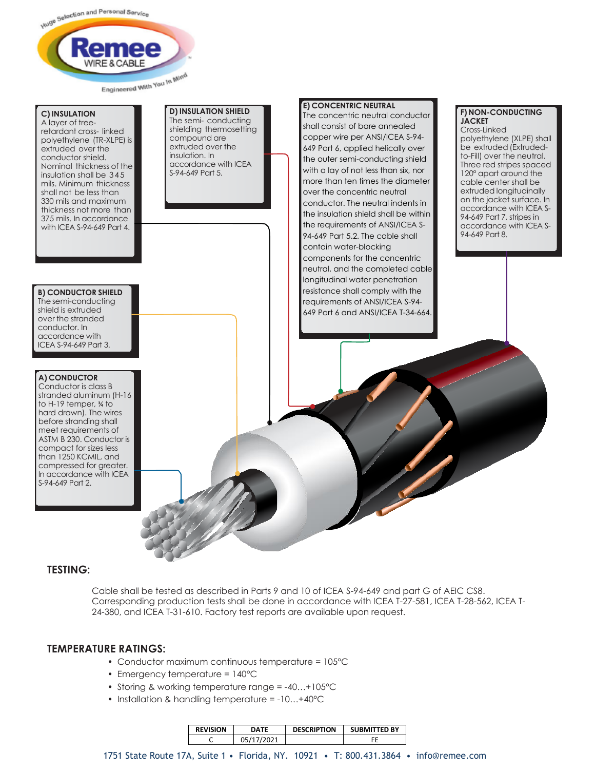Huge Selection and Personal Service

**Remee** WIRE & CABLE

Engineered With You In Mind

**C) INSULATION**
A layer of tree-retardant cross- linked polyethylene (TR-XLPE) is extruded over the conductor shield. Nominal thickness of the insulation shall be 345 mils. Minimum thickness shall not be less than 330 mils and maximum thickness not more than 375 mils. In accordance with ICEA S-94-649 Part 4.

**D) INSULATION SHIELD**
The semi- conducting shielding thermosetting compound are extruded over the insulation. In accordance with ICEA S-94-649 Part 5.

**E) CONCENTRIC NEUTRAL**
The concentric neutral conductor shall consist of bare annealed copper wire per ANSI/ICEA S-94-649 Part 6, applied helically over the outer semi-conducting shield with a lay of not less than six, nor more than ten times the diameter over the concentric neutral conductor. The neutral indents in the insulation shield shall be within the requirements of ANSI/ICEA S-94-649 Part 5.2. The cable shall contain water-blocking components for the concentric neutral, and the completed cable longitudinal water penetration resistance shall comply with the requirements of ANSI/ICEA S-94-649 Part 6 and ANSI/ICEA T-34-664.

**F) NON-CONDUCTING JACKET**
Cross-Linked polyethylene (XLPE) shall be extruded (Extruded-to-Fill) over the neutral. Three red stripes spaced 120° apart around the cable center shall be extruded longitudinally on the jacket surface. In accordance with ICEA S-94-649 Part 7, stripes in accordance with ICEA S-94-649 Part 8.

**B) CONDUCTOR SHIELD**
The semi-conducting shield is extruded over the stranded conductor. In accordance with ICEA S-94-649 Part 3.

**A) CONDUCTOR**
Conductor is class B stranded aluminum (H-16 to H-19 temper, ¾ to hard drawn). The wires before stranding shall meet requirements of ASTM B 230. Conductor is compact for sizes less than 1250 KCMIL, and compressed for greater. In accordance with ICEA S-94-649 Part 2.

## TESTING:

Cable shall be tested as described in Parts 9 and 10 of ICEA S-94-649 and part G of AEIC CS8. Corresponding production tests shall be done in accordance with ICEA T-27-581, ICEA T-28-562, ICEA T-24-380, and ICEA T-31-610. Factory test reports are available upon request.

## TEMPERATURE RATINGS:

- Conductor maximum continuous temperature = 105°C
- Emergency temperature = 140°C
- Storing & working temperature range = -40…+105°C
- Installation & handling temperature = -10…+40°C

| REVISION | DATE | DESCRIPTION | SUBMITTED BY |
|---|---|---|---|
| C | 05/17/2021 | | FE |

1751 State Route 17A, Suite 1 • Florida, NY. 10921 • T: 800.431.3864 • info@remee.com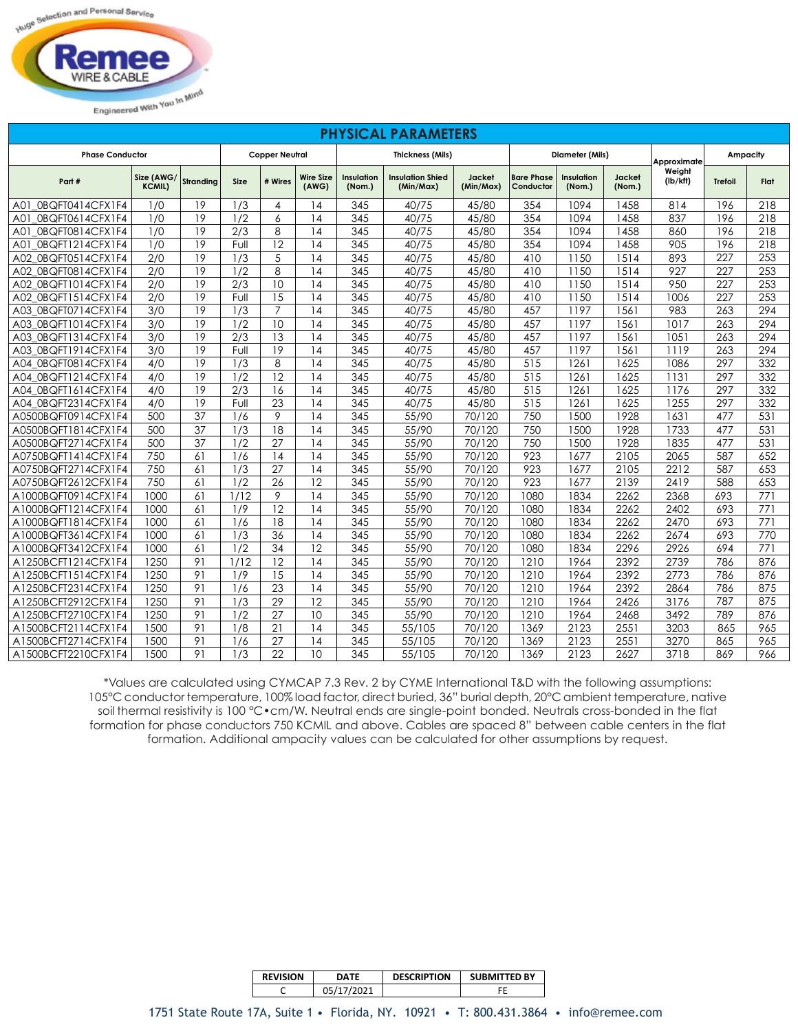## PHYSICAL PARAMETERS

| Phase Conductor | | | Copper Neutral | | | Thickness (Mils) | | | Diameter (Mils) | | | Approximate Weight (lb/kft) | Ampacity | |
|---|---|---|---|---|---|---|---|---|---|---|---|---|---|---|
| Part # | Size (AWG/ KCMIL) | Stranding | Size | # Wires | Wire Size (AWG) | Insulation (Nom.) | Insulation Shied (Min/Max) | Jacket (Min/Max) | Bare Phase Conductor | Insulation (Nom.) | Jacket (Nom.) | | Trefoil | Flat |
| A01_0BQFT0414CFX1F4 | 1/0 | 19 | 1/3 | 4 | 14 | 345 | 40/75 | 45/80 | 354 | 1094 | 1458 | 814 | 196 | 218 |
| A01_0BQFT0614CFX1F4 | 1/0 | 19 | 1/2 | 6 | 14 | 345 | 40/75 | 45/80 | 354 | 1094 | 1458 | 837 | 196 | 218 |
| A01_0BQFT0814CFX1F4 | 1/0 | 19 | 2/3 | 8 | 14 | 345 | 40/75 | 45/80 | 354 | 1094 | 1458 | 860 | 196 | 218 |
| A01_0BQFT1214CFX1F4 | 1/0 | 19 | Full | 12 | 14 | 345 | 40/75 | 45/80 | 354 | 1094 | 1458 | 905 | 196 | 218 |
| A02_0BQFT0514CFX1F4 | 2/0 | 19 | 1/3 | 5 | 14 | 345 | 40/75 | 45/80 | 410 | 1150 | 1514 | 893 | 227 | 253 |
| A02_0BQFT0814CFX1F4 | 2/0 | 19 | 1/2 | 8 | 14 | 345 | 40/75 | 45/80 | 410 | 1150 | 1514 | 927 | 227 | 253 |
| A02_0BQFT1014CFX1F4 | 2/0 | 19 | 2/3 | 10 | 14 | 345 | 40/75 | 45/80 | 410 | 1150 | 1514 | 950 | 227 | 253 |
| A02_0BQFT1514CFX1F4 | 2/0 | 19 | Full | 15 | 14 | 345 | 40/75 | 45/80 | 410 | 1150 | 1514 | 1006 | 227 | 253 |
| A03_0BQFT0714CFX1F4 | 3/0 | 19 | 1/3 | 7 | 14 | 345 | 40/75 | 45/80 | 457 | 1197 | 1561 | 983 | 263 | 294 |
| A03_0BQFT1014CFX1F4 | 3/0 | 19 | 1/2 | 10 | 14 | 345 | 40/75 | 45/80 | 457 | 1197 | 1561 | 1017 | 263 | 294 |
| A03_0BQFT1314CFX1F4 | 3/0 | 19 | 2/3 | 13 | 14 | 345 | 40/75 | 45/80 | 457 | 1197 | 1561 | 1051 | 263 | 294 |
| A03_0BQFT1914CFX1F4 | 3/0 | 19 | Full | 19 | 14 | 345 | 40/75 | 45/80 | 457 | 1197 | 1561 | 1119 | 263 | 294 |
| A04_0BQFT0814CFX1F4 | 4/0 | 19 | 1/3 | 8 | 14 | 345 | 40/75 | 45/80 | 515 | 1261 | 1625 | 1086 | 297 | 332 |
| A04_0BQFT1214CFX1F4 | 4/0 | 19 | 1/2 | 12 | 14 | 345 | 40/75 | 45/80 | 515 | 1261 | 1625 | 1131 | 297 | 332 |
| A04_0BQFT1614CFX1F4 | 4/0 | 19 | 2/3 | 16 | 14 | 345 | 40/75 | 45/80 | 515 | 1261 | 1625 | 1176 | 297 | 332 |
| A04_0BQFT2314CFX1F4 | 4/0 | 19 | Full | 23 | 14 | 345 | 40/75 | 45/80 | 515 | 1261 | 1625 | 1255 | 297 | 332 |
| A0500BQFT0914CFX1F4 | 500 | 37 | 1/6 | 9 | 14 | 345 | 55/90 | 70/120 | 750 | 1500 | 1928 | 1631 | 477 | 531 |
| A0500BQFT1814CFX1F4 | 500 | 37 | 1/3 | 18 | 14 | 345 | 55/90 | 70/120 | 750 | 1500 | 1928 | 1733 | 477 | 531 |
| A0500BQFT2714CFX1F4 | 500 | 37 | 1/2 | 27 | 14 | 345 | 55/90 | 70/120 | 750 | 1500 | 1928 | 1835 | 477 | 531 |
| A0750BQFT1414CFX1F4 | 750 | 61 | 1/6 | 14 | 14 | 345 | 55/90 | 70/120 | 923 | 1677 | 2105 | 2065 | 587 | 652 |
| A0750BQFT2714CFX1F4 | 750 | 61 | 1/3 | 27 | 14 | 345 | 55/90 | 70/120 | 923 | 1677 | 2105 | 2212 | 587 | 653 |
| A0750BQFT2612CFX1F4 | 750 | 61 | 1/2 | 26 | 12 | 345 | 55/90 | 70/120 | 923 | 1677 | 2139 | 2419 | 588 | 653 |
| A1000BQFT0914CFX1F4 | 1000 | 61 | 1/12 | 9 | 14 | 345 | 55/90 | 70/120 | 1080 | 1834 | 2262 | 2368 | 693 | 771 |
| A1000BQFT1214CFX1F4 | 1000 | 61 | 1/9 | 12 | 14 | 345 | 55/90 | 70/120 | 1080 | 1834 | 2262 | 2402 | 693 | 771 |
| A1000BQFT1814CFX1F4 | 1000 | 61 | 1/6 | 18 | 14 | 345 | 55/90 | 70/120 | 1080 | 1834 | 2262 | 2470 | 693 | 771 |
| A1000BQFT3614CFX1F4 | 1000 | 61 | 1/3 | 36 | 14 | 345 | 55/90 | 70/120 | 1080 | 1834 | 2262 | 2674 | 693 | 770 |
| A1000BQFT3412CFX1F4 | 1000 | 61 | 1/2 | 34 | 12 | 345 | 55/90 | 70/120 | 1080 | 1834 | 2296 | 2926 | 694 | 771 |
| A1250BCFT1214CFX1F4 | 1250 | 91 | 1/12 | 12 | 14 | 345 | 55/90 | 70/120 | 1210 | 1964 | 2392 | 2739 | 786 | 876 |
| A1250BCFT1514CFX1F4 | 1250 | 91 | 1/9 | 15 | 14 | 345 | 55/90 | 70/120 | 1210 | 1964 | 2392 | 2773 | 786 | 876 |
| A1250BCFT2314CFX1F4 | 1250 | 91 | 1/6 | 23 | 14 | 345 | 55/90 | 70/120 | 1210 | 1964 | 2392 | 2864 | 786 | 875 |
| A1250BCFT2912CFX1F4 | 1250 | 91 | 1/3 | 29 | 12 | 345 | 55/90 | 70/120 | 1210 | 1964 | 2426 | 3176 | 787 | 875 |
| A1250BCFT2710CFX1F4 | 1250 | 91 | 1/2 | 27 | 10 | 345 | 55/90 | 70/120 | 1210 | 1964 | 2468 | 3492 | 789 | 876 |
| A1500BCFT2114CFX1F4 | 1500 | 91 | 1/8 | 21 | 14 | 345 | 55/105 | 70/120 | 1369 | 2123 | 2551 | 3203 | 865 | 965 |
| A1500BCFT2714CFX1F4 | 1500 | 91 | 1/6 | 27 | 14 | 345 | 55/105 | 70/120 | 1369 | 2123 | 2551 | 3270 | 865 | 965 |
| A1500BCFT2210CFX1F4 | 1500 | 91 | 1/3 | 22 | 10 | 345 | 55/105 | 70/120 | 1369 | 2123 | 2627 | 3718 | 869 | 966 |

*Values are calculated using CYMCAP 7.3 Rev. 2 by CYME International T&D with the following assumptions: 105°C conductor temperature, 100% load factor, direct buried, 36" burial depth, 20°C ambient temperature, native soil thermal resistivity is 100 °C•cm/W. Neutral ends are single-point bonded. Neutrals cross-bonded in the flat formation for phase conductors 750 KCMIL and above. Cables are spaced 8" between cable centers in the flat formation. Additional ampacity values can be calculated for other assumptions by request.

| REVISION | DATE | DESCRIPTION | SUBMITTED BY |
|---|---|---|---|
| C | 05/17/2021 | | FE |

1751 State Route 17A, Suite 1 • Florida, NY. 10921 • T: 800.431.3864 • info@remee.com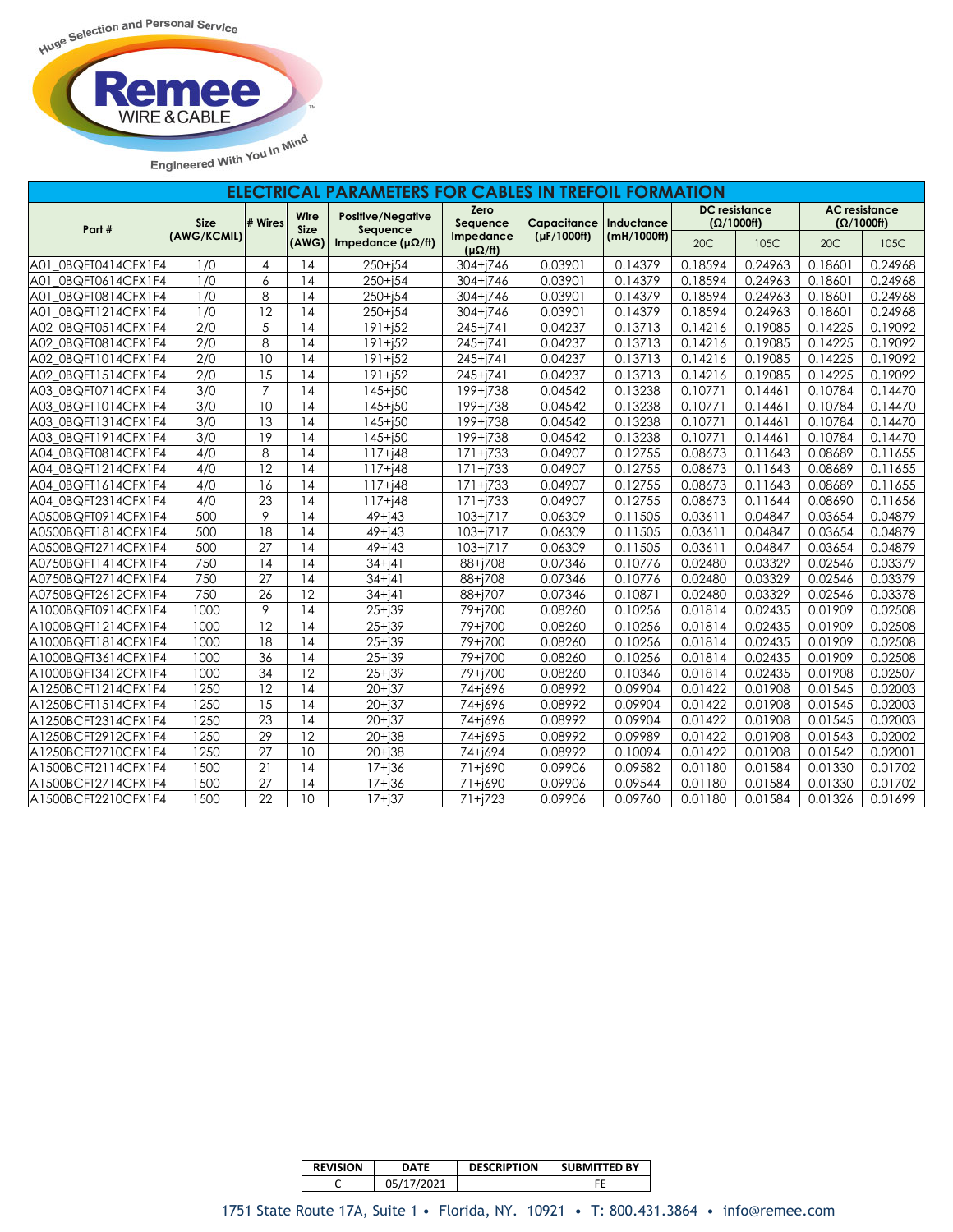Huge Selection and Personal Service

Remee WIRE & CABLE™

Engineered With You In Mind

## ELECTRICAL PARAMETERS FOR CABLES IN TREFOIL FORMATION

| Part # | Size (AWG/KCMIL) | # Wires | Wire Size (AWG) | Positive/Negative Sequence Impedance (μΩ/ft) | Zero Sequence Impedance (μΩ/ft) | Capacitance (μF/1000ft) | Inductance (mH/1000ft) | DC resistance (Ω/1000ft) | | AC resistance (Ω/1000ft) | |
|---|---|---|---|---|---|---|---|---|---|---|---|
| | | | | | | | | 20C | 105C | 20C | 105C |
| A01_0BQFT0414CFX1F4 | 1/0 | 4 | 14 | 250+j54 | 304+j746 | 0.03901 | 0.14379 | 0.18594 | 0.24963 | 0.18601 | 0.24968 |
| A01_0BQFT0614CFX1F4 | 1/0 | 6 | 14 | 250+j54 | 304+j746 | 0.03901 | 0.14379 | 0.18594 | 0.24963 | 0.18601 | 0.24968 |
| A01_0BQFT0814CFX1F4 | 1/0 | 8 | 14 | 250+j54 | 304+j746 | 0.03901 | 0.14379 | 0.18594 | 0.24963 | 0.18601 | 0.24968 |
| A01_0BQFT1214CFX1F4 | 1/0 | 12 | 14 | 250+j54 | 304+j746 | 0.03901 | 0.14379 | 0.18594 | 0.24963 | 0.18601 | 0.24968 |
| A02_0BQFT0514CFX1F4 | 2/0 | 5 | 14 | 191+j52 | 245+j741 | 0.04237 | 0.13713 | 0.14216 | 0.19085 | 0.14225 | 0.19092 |
| A02_0BQFT0814CFX1F4 | 2/0 | 8 | 14 | 191+j52 | 245+j741 | 0.04237 | 0.13713 | 0.14216 | 0.19085 | 0.14225 | 0.19092 |
| A02_0BQFT1014CFX1F4 | 2/0 | 10 | 14 | 191+j52 | 245+j741 | 0.04237 | 0.13713 | 0.14216 | 0.19085 | 0.14225 | 0.19092 |
| A02_0BQFT1514CFX1F4 | 2/0 | 15 | 14 | 191+j52 | 245+j741 | 0.04237 | 0.13713 | 0.14216 | 0.19085 | 0.14225 | 0.19092 |
| A03_0BQFT0714CFX1F4 | 3/0 | 7 | 14 | 145+j50 | 199+j738 | 0.04542 | 0.13238 | 0.10771 | 0.14461 | 0.10784 | 0.14470 |
| A03_0BQFT1014CFX1F4 | 3/0 | 10 | 14 | 145+j50 | 199+j738 | 0.04542 | 0.13238 | 0.10771 | 0.14461 | 0.10784 | 0.14470 |
| A03_0BQFT1314CFX1F4 | 3/0 | 13 | 14 | 145+j50 | 199+j738 | 0.04542 | 0.13238 | 0.10771 | 0.14461 | 0.10784 | 0.14470 |
| A03_0BQFT1914CFX1F4 | 3/0 | 19 | 14 | 145+j50 | 199+j738 | 0.04542 | 0.13238 | 0.10771 | 0.14461 | 0.10784 | 0.14470 |
| A04_0BQFT0814CFX1F4 | 4/0 | 8 | 14 | 117+j48 | 171+j733 | 0.04907 | 0.12755 | 0.08673 | 0.11643 | 0.08689 | 0.11655 |
| A04_0BQFT1214CFX1F4 | 4/0 | 12 | 14 | 117+j48 | 171+j733 | 0.04907 | 0.12755 | 0.08673 | 0.11643 | 0.08689 | 0.11655 |
| A04_0BQFT1614CFX1F4 | 4/0 | 16 | 14 | 117+j48 | 171+j733 | 0.04907 | 0.12755 | 0.08673 | 0.11643 | 0.08689 | 0.11655 |
| A04_0BQFT2314CFX1F4 | 4/0 | 23 | 14 | 117+j48 | 171+j733 | 0.04907 | 0.12755 | 0.08673 | 0.11644 | 0.08690 | 0.11656 |
| A0500BQFT0914CFX1F4 | 500 | 9 | 14 | 49+j43 | 103+j717 | 0.06309 | 0.11505 | 0.03611 | 0.04847 | 0.03654 | 0.04879 |
| A0500BQFT1814CFX1F4 | 500 | 18 | 14 | 49+j43 | 103+j717 | 0.06309 | 0.11505 | 0.03611 | 0.04847 | 0.03654 | 0.04879 |
| A0500BQFT2714CFX1F4 | 500 | 27 | 14 | 49+j43 | 103+j717 | 0.06309 | 0.11505 | 0.03611 | 0.04847 | 0.03654 | 0.04879 |
| A0750BQFT1414CFX1F4 | 750 | 14 | 14 | 34+j41 | 88+j708 | 0.07346 | 0.10776 | 0.02480 | 0.03329 | 0.02546 | 0.03379 |
| A0750BQFT2714CFX1F4 | 750 | 27 | 14 | 34+j41 | 88+j708 | 0.07346 | 0.10776 | 0.02480 | 0.03329 | 0.02546 | 0.03379 |
| A0750BQFT2612CFX1F4 | 750 | 26 | 12 | 34+j41 | 88+j707 | 0.07346 | 0.10871 | 0.02480 | 0.03329 | 0.02546 | 0.03378 |
| A1000BQFT0914CFX1F4 | 1000 | 9 | 14 | 25+j39 | 79+j700 | 0.08260 | 0.10256 | 0.01814 | 0.02435 | 0.01909 | 0.02508 |
| A1000BQFT1214CFX1F4 | 1000 | 12 | 14 | 25+j39 | 79+j700 | 0.08260 | 0.10256 | 0.01814 | 0.02435 | 0.01909 | 0.02508 |
| A1000BQFT1814CFX1F4 | 1000 | 18 | 14 | 25+j39 | 79+j700 | 0.08260 | 0.10256 | 0.01814 | 0.02435 | 0.01909 | 0.02508 |
| A1000BQFT3614CFX1F4 | 1000 | 36 | 14 | 25+j39 | 79+j700 | 0.08260 | 0.10256 | 0.01814 | 0.02435 | 0.01909 | 0.02508 |
| A1000BQFT3412CFX1F4 | 1000 | 34 | 12 | 25+j39 | 79+j700 | 0.08260 | 0.10346 | 0.01814 | 0.02435 | 0.01908 | 0.02507 |
| A1250BCFT1214CFX1F4 | 1250 | 12 | 14 | 20+j37 | 74+j696 | 0.08992 | 0.09904 | 0.01422 | 0.01908 | 0.01545 | 0.02003 |
| A1250BCFT1514CFX1F4 | 1250 | 15 | 14 | 20+j37 | 74+j696 | 0.08992 | 0.09904 | 0.01422 | 0.01908 | 0.01545 | 0.02003 |
| A1250BCFT2314CFX1F4 | 1250 | 23 | 14 | 20+j37 | 74+j696 | 0.08992 | 0.09904 | 0.01422 | 0.01908 | 0.01545 | 0.02003 |
| A1250BCFT2912CFX1F4 | 1250 | 29 | 12 | 20+j38 | 74+j695 | 0.08992 | 0.09989 | 0.01422 | 0.01908 | 0.01543 | 0.02002 |
| A1250BCFT2710CFX1F4 | 1250 | 27 | 10 | 20+j38 | 74+j694 | 0.08992 | 0.10094 | 0.01422 | 0.01908 | 0.01542 | 0.02001 |
| A1500BCFT2114CFX1F4 | 1500 | 21 | 14 | 17+j36 | 71+j690 | 0.09906 | 0.09582 | 0.01180 | 0.01584 | 0.01330 | 0.01702 |
| A1500BCFT2714CFX1F4 | 1500 | 27 | 14 | 17+j36 | 71+j690 | 0.09906 | 0.09544 | 0.01180 | 0.01584 | 0.01330 | 0.01702 |
| A1500BCFT2210CFX1F4 | 1500 | 22 | 10 | 17+j37 | 71+j723 | 0.09906 | 0.09760 | 0.01180 | 0.01584 | 0.01326 | 0.01699 |

| REVISION | DATE | DESCRIPTION | SUBMITTED BY |
|---|---|---|---|
| C | 05/17/2021 | | FE |

1751 State Route 17A, Suite 1 • Florida, NY. 10921 • T: 800.431.3864 • info@remee.com